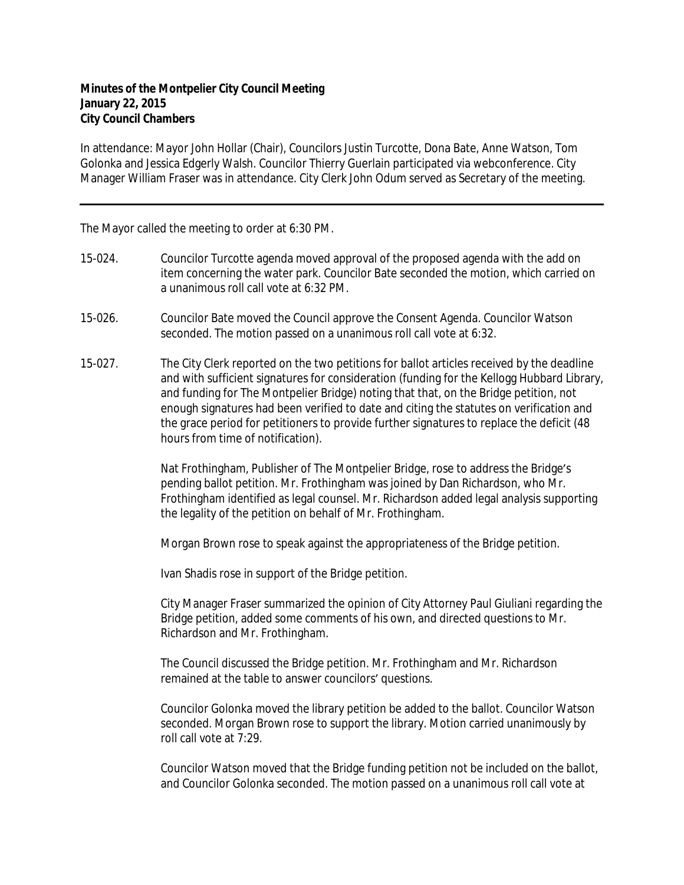**Minutes of the Montpelier City Council Meeting**
**January 22, 2015**
**City Council Chambers**

In attendance: Mayor John Hollar (Chair), Councilors Justin Turcotte, Dona Bate, Anne Watson, Tom Golonka and Jessica Edgerly Walsh. Councilor Thierry Guerlain participated via webconference. City Manager William Fraser was in attendance. City Clerk John Odum served as Secretary of the meeting.

---

The Mayor called the meeting to order at 6:30 PM.

15-024. Councilor Turcotte agenda moved approval of the proposed agenda with the add on item concerning the water park. Councilor Bate seconded the motion, which carried on a unanimous roll call vote at 6:32 PM.

15-026. Councilor Bate moved the Council approve the Consent Agenda. Councilor Watson seconded. The motion passed on a unanimous roll call vote at 6:32.

15-027. The City Clerk reported on the two petitions for ballot articles received by the deadline and with sufficient signatures for consideration (funding for the Kellogg Hubbard Library, and funding for The Montpelier Bridge) noting that that, on the Bridge petition, not enough signatures had been verified to date and citing the statutes on verification and the grace period for petitioners to provide further signatures to replace the deficit (48 hours from time of notification).

Nat Frothingham, Publisher of The Montpelier Bridge, rose to address the Bridge's pending ballot petition. Mr. Frothingham was joined by Dan Richardson, who Mr. Frothingham identified as legal counsel. Mr. Richardson added legal analysis supporting the legality of the petition on behalf of Mr. Frothingham.

Morgan Brown rose to speak against the appropriateness of the Bridge petition.

Ivan Shadis rose in support of the Bridge petition.

City Manager Fraser summarized the opinion of City Attorney Paul Giuliani regarding the Bridge petition, added some comments of his own, and directed questions to Mr. Richardson and Mr. Frothingham.

The Council discussed the Bridge petition. Mr. Frothingham and Mr. Richardson remained at the table to answer councilors' questions.

Councilor Golonka moved the library petition be added to the ballot. Councilor Watson seconded. Morgan Brown rose to support the library. Motion carried unanimously by roll call vote at 7:29.

Councilor Watson moved that the Bridge funding petition not be included on the ballot, and Councilor Golonka seconded. The motion passed on a unanimous roll call vote at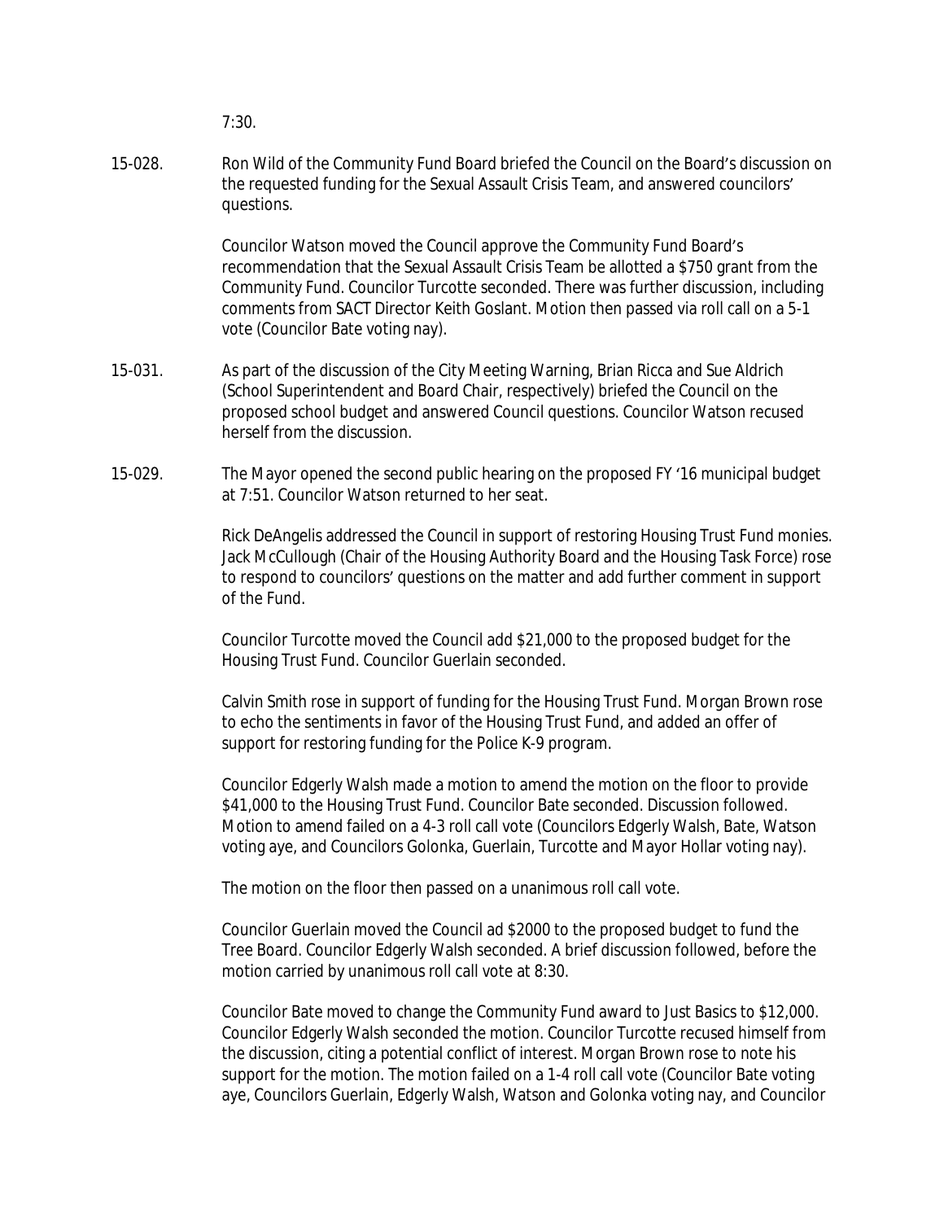7:30.

15-028. Ron Wild of the Community Fund Board briefed the Council on the Board's discussion on the requested funding for the Sexual Assault Crisis Team, and answered councilors' questions.

Councilor Watson moved the Council approve the Community Fund Board's recommendation that the Sexual Assault Crisis Team be allotted a $750 grant from the Community Fund. Councilor Turcotte seconded. There was further discussion, including comments from SACT Director Keith Goslant. Motion then passed via roll call on a 5-1 vote (Councilor Bate voting nay).

15-031. As part of the discussion of the City Meeting Warning, Brian Ricca and Sue Aldrich (School Superintendent and Board Chair, respectively) briefed the Council on the proposed school budget and answered Council questions. Councilor Watson recused herself from the discussion.

15-029. The Mayor opened the second public hearing on the proposed FY '16 municipal budget at 7:51. Councilor Watson returned to her seat.

Rick DeAngelis addressed the Council in support of restoring Housing Trust Fund monies. Jack McCullough (Chair of the Housing Authority Board and the Housing Task Force) rose to respond to councilors' questions on the matter and add further comment in support of the Fund.

Councilor Turcotte moved the Council add $21,000 to the proposed budget for the Housing Trust Fund. Councilor Guerlain seconded.

Calvin Smith rose in support of funding for the Housing Trust Fund. Morgan Brown rose to echo the sentiments in favor of the Housing Trust Fund, and added an offer of support for restoring funding for the Police K-9 program.

Councilor Edgerly Walsh made a motion to amend the motion on the floor to provide $41,000 to the Housing Trust Fund. Councilor Bate seconded. Discussion followed. Motion to amend failed on a 4-3 roll call vote (Councilors Edgerly Walsh, Bate, Watson voting aye, and Councilors Golonka, Guerlain, Turcotte and Mayor Hollar voting nay).

The motion on the floor then passed on a unanimous roll call vote.

Councilor Guerlain moved the Council ad $2000 to the proposed budget to fund the Tree Board. Councilor Edgerly Walsh seconded. A brief discussion followed, before the motion carried by unanimous roll call vote at 8:30.

Councilor Bate moved to change the Community Fund award to Just Basics to $12,000. Councilor Edgerly Walsh seconded the motion. Councilor Turcotte recused himself from the discussion, citing a potential conflict of interest. Morgan Brown rose to note his support for the motion. The motion failed on a 1-4 roll call vote (Councilor Bate voting aye, Councilors Guerlain, Edgerly Walsh, Watson and Golonka voting nay, and Councilor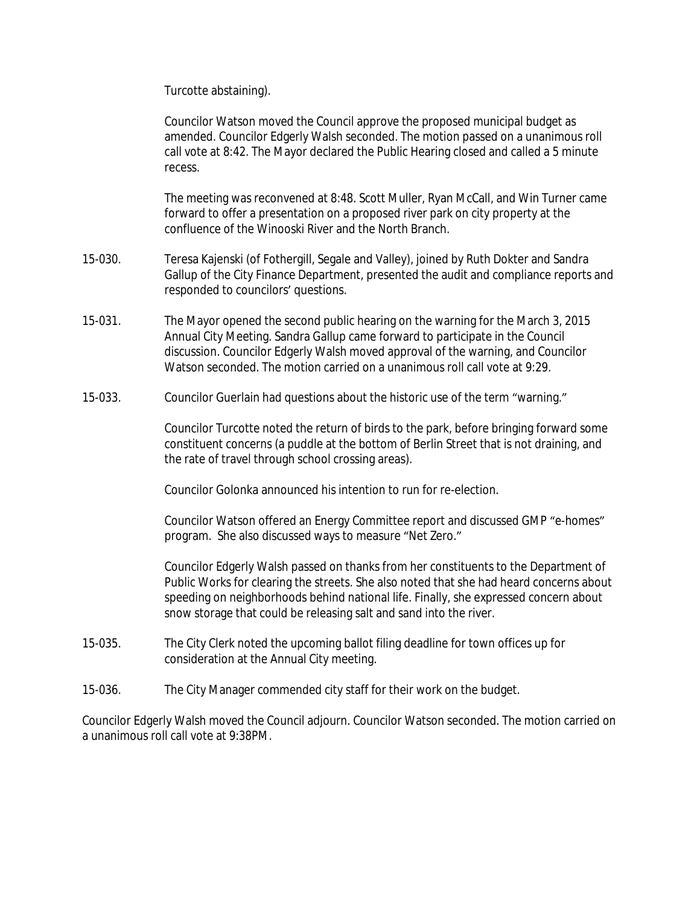Turcotte abstaining).

Councilor Watson moved the Council approve the proposed municipal budget as amended. Councilor Edgerly Walsh seconded. The motion passed on a unanimous roll call vote at 8:42. The Mayor declared the Public Hearing closed and called a 5 minute recess.

The meeting was reconvened at 8:48. Scott Muller, Ryan McCall, and Win Turner came forward to offer a presentation on a proposed river park on city property at the confluence of the Winooski River and the North Branch.

15-030. Teresa Kajenski (of Fothergill, Segale and Valley), joined by Ruth Dokter and Sandra Gallup of the City Finance Department, presented the audit and compliance reports and responded to councilors' questions.

15-031. The Mayor opened the second public hearing on the warning for the March 3, 2015 Annual City Meeting. Sandra Gallup came forward to participate in the Council discussion. Councilor Edgerly Walsh moved approval of the warning, and Councilor Watson seconded. The motion carried on a unanimous roll call vote at 9:29.

15-033. Councilor Guerlain had questions about the historic use of the term "warning."

Councilor Turcotte noted the return of birds to the park, before bringing forward some constituent concerns (a puddle at the bottom of Berlin Street that is not draining, and the rate of travel through school crossing areas).

Councilor Golonka announced his intention to run for re-election.

Councilor Watson offered an Energy Committee report and discussed GMP "e-homes" program. She also discussed ways to measure "Net Zero."

Councilor Edgerly Walsh passed on thanks from her constituents to the Department of Public Works for clearing the streets. She also noted that she had heard concerns about speeding on neighborhoods behind national life. Finally, she expressed concern about snow storage that could be releasing salt and sand into the river.

15-035. The City Clerk noted the upcoming ballot filing deadline for town offices up for consideration at the Annual City meeting.

15-036. The City Manager commended city staff for their work on the budget.

Councilor Edgerly Walsh moved the Council adjourn. Councilor Watson seconded. The motion carried on a unanimous roll call vote at 9:38PM.